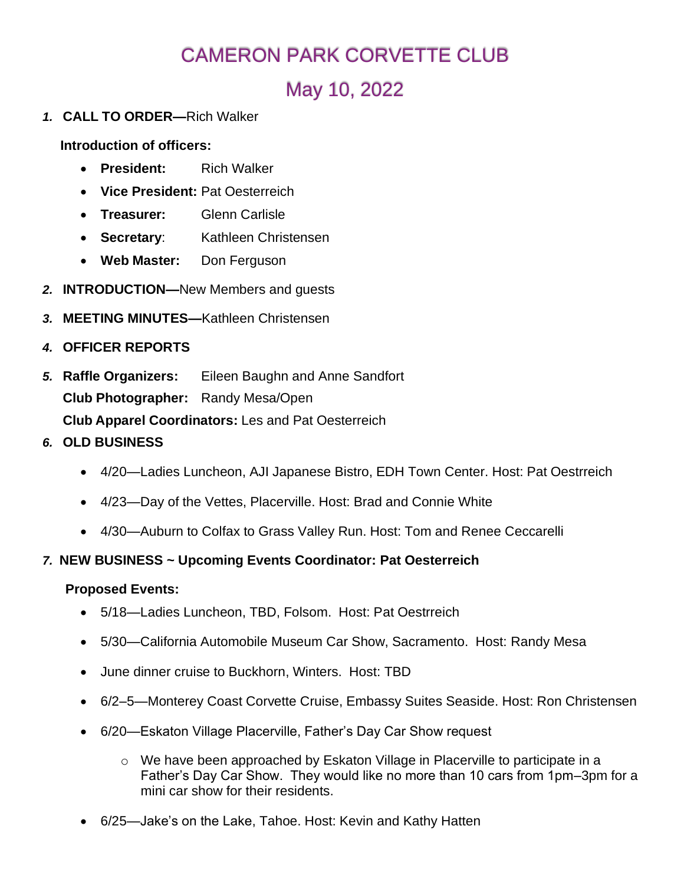# CAMERON PARK CORVETTE CLUB

## May 10, 2022

1. **CALL TO ORDER—**Rich Walker

   **Introduction of officers:**

   - **President:** Rich Walker
   - **Vice President:** Pat Oesterreich
   - **Treasurer:** Glenn Carlisle
   - **Secretary**: Kathleen Christensen
   - **Web Master:** Don Ferguson

2. **INTRODUCTION—**New Members and guests

3. **MEETING MINUTES—**Kathleen Christensen

4. **OFFICER REPORTS**

5. **Raffle Organizers:** Eileen Baughn and Anne Sandfort

   **Club Photographer:** Randy Mesa/Open

   **Club Apparel Coordinators:** Les and Pat Oesterreich

6. **OLD BUSINESS**

   - 4/20—Ladies Luncheon, AJI Japanese Bistro, EDH Town Center. Host: Pat Oestrreich
   - 4/23—Day of the Vettes, Placerville. Host: Brad and Connie White
   - 4/30—Auburn to Colfax to Grass Valley Run. Host: Tom and Renee Ceccarelli

7. **NEW BUSINESS ~ Upcoming Events Coordinator: Pat Oesterreich**

   **Proposed Events:**

   - 5/18—Ladies Luncheon, TBD, Folsom. Host: Pat Oestrreich
   - 5/30—California Automobile Museum Car Show, Sacramento. Host: Randy Mesa
   - June dinner cruise to Buckhorn, Winters. Host: TBD
   - 6/2–5—Monterey Coast Corvette Cruise, Embassy Suites Seaside. Host: Ron Christensen
   - 6/20—Eskaton Village Placerville, Father's Day Car Show request
     - We have been approached by Eskaton Village in Placerville to participate in a Father's Day Car Show. They would like no more than 10 cars from 1pm–3pm for a mini car show for their residents.
   - 6/25—Jake's on the Lake, Tahoe. Host: Kevin and Kathy Hatten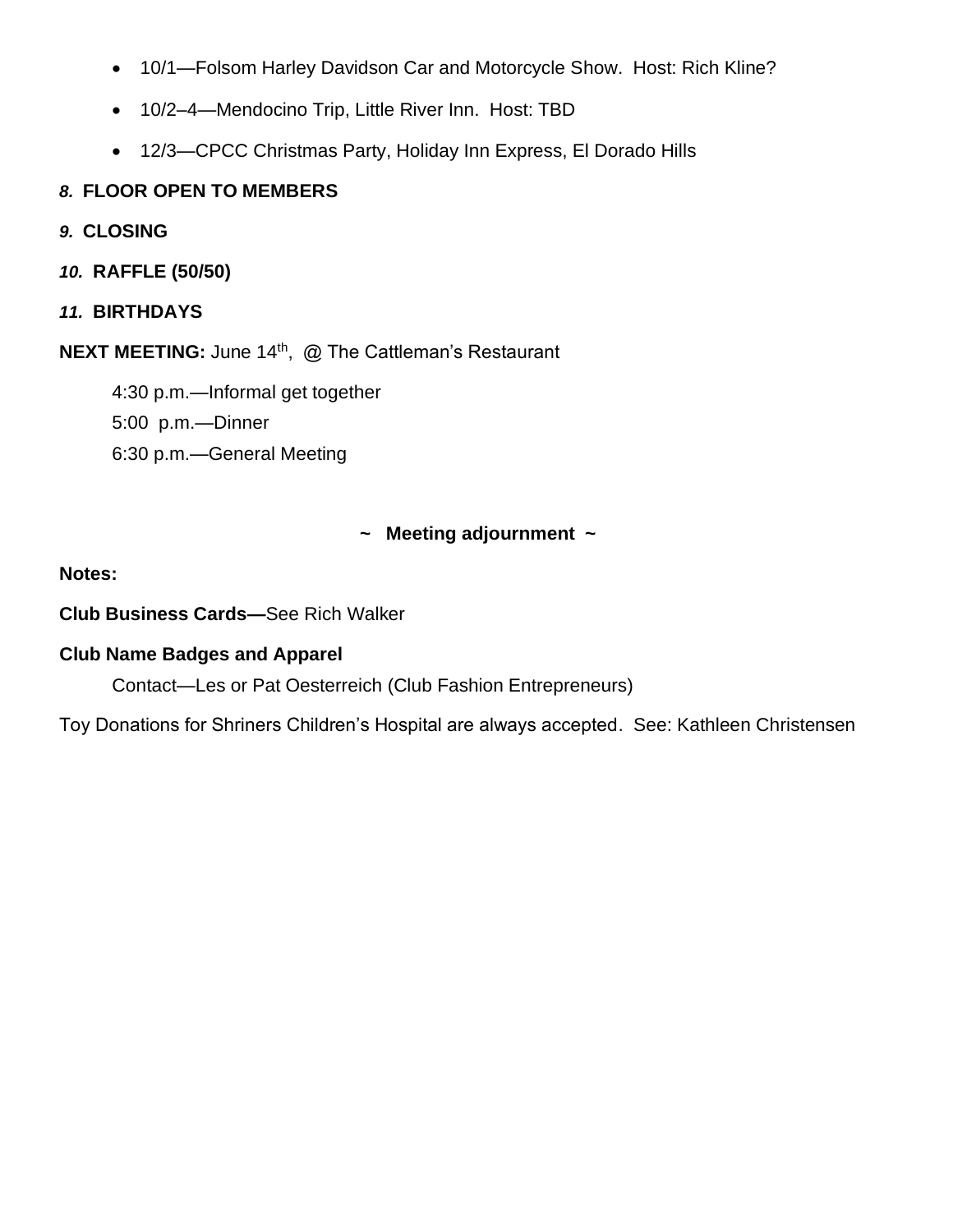- 10/1—Folsom Harley Davidson Car and Motorcycle Show. Host: Rich Kline?
- 10/2–4—Mendocino Trip, Little River Inn. Host: TBD
- 12/3—CPCC Christmas Party, Holiday Inn Express, El Dorado Hills

***8.*** **FLOOR OPEN TO MEMBERS**

***9.*** **CLOSING**

***10.*** **RAFFLE (50/50)**

***11.*** **BIRTHDAYS**

**NEXT MEETING:** June 14th, @ The Cattleman's Restaurant

4:30 p.m.—Informal get together

5:00 p.m.—Dinner

6:30 p.m.—General Meeting

**~ Meeting adjournment ~**

**Notes:**

**Club Business Cards—**See Rich Walker

**Club Name Badges and Apparel**

Contact—Les or Pat Oesterreich (Club Fashion Entrepreneurs)

Toy Donations for Shriners Children's Hospital are always accepted. See: Kathleen Christensen